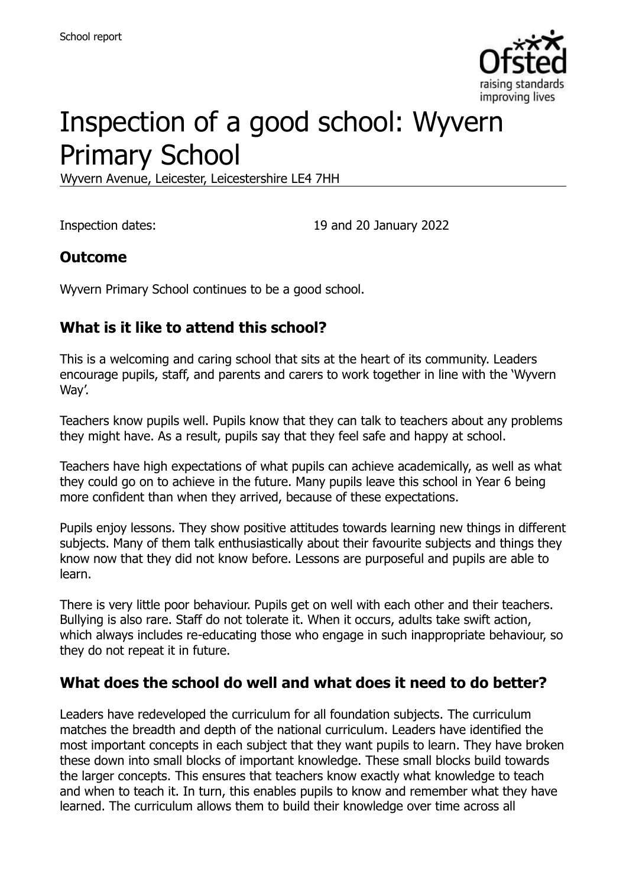School report

# Inspection of a good school: Wyvern Primary School

Wyvern Avenue, Leicester, Leicestershire LE4 7HH

Inspection dates: 19 and 20 January 2022

## Outcome

Wyvern Primary School continues to be a good school.

## What is it like to attend this school?

This is a welcoming and caring school that sits at the heart of its community. Leaders encourage pupils, staff, and parents and carers to work together in line with the 'Wyvern Way'.

Teachers know pupils well. Pupils know that they can talk to teachers about any problems they might have. As a result, pupils say that they feel safe and happy at school.

Teachers have high expectations of what pupils can achieve academically, as well as what they could go on to achieve in the future. Many pupils leave this school in Year 6 being more confident than when they arrived, because of these expectations.

Pupils enjoy lessons. They show positive attitudes towards learning new things in different subjects. Many of them talk enthusiastically about their favourite subjects and things they know now that they did not know before. Lessons are purposeful and pupils are able to learn.

There is very little poor behaviour. Pupils get on well with each other and their teachers. Bullying is also rare. Staff do not tolerate it. When it occurs, adults take swift action, which always includes re-educating those who engage in such inappropriate behaviour, so they do not repeat it in future.

## What does the school do well and what does it need to do better?

Leaders have redeveloped the curriculum for all foundation subjects. The curriculum matches the breadth and depth of the national curriculum. Leaders have identified the most important concepts in each subject that they want pupils to learn. They have broken these down into small blocks of important knowledge. These small blocks build towards the larger concepts. This ensures that teachers know exactly what knowledge to teach and when to teach it. In turn, this enables pupils to know and remember what they have learned. The curriculum allows them to build their knowledge over time across all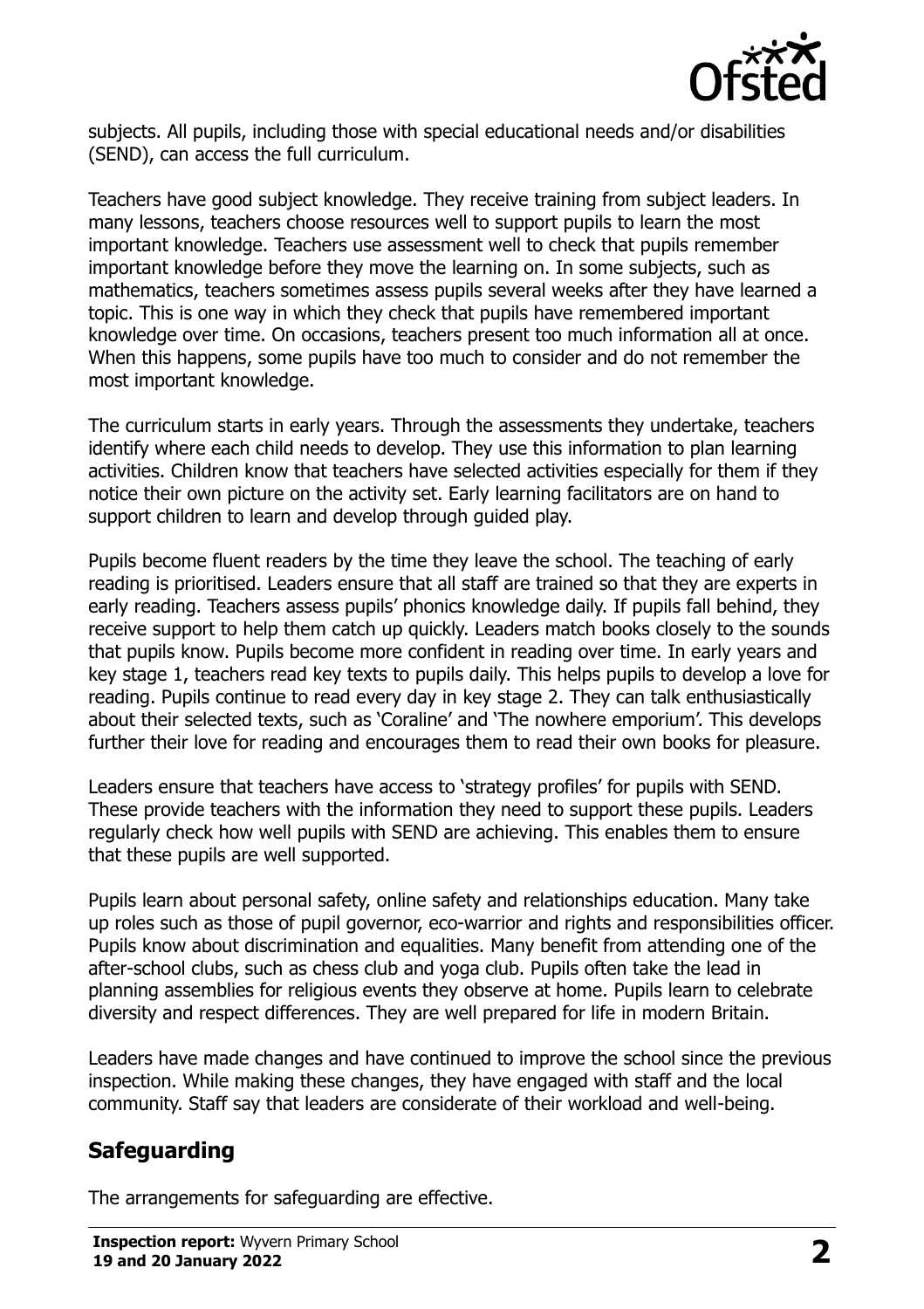subjects. All pupils, including those with special educational needs and/or disabilities (SEND), can access the full curriculum.

Teachers have good subject knowledge. They receive training from subject leaders. In many lessons, teachers choose resources well to support pupils to learn the most important knowledge. Teachers use assessment well to check that pupils remember important knowledge before they move the learning on. In some subjects, such as mathematics, teachers sometimes assess pupils several weeks after they have learned a topic. This is one way in which they check that pupils have remembered important knowledge over time. On occasions, teachers present too much information all at once. When this happens, some pupils have too much to consider and do not remember the most important knowledge.

The curriculum starts in early years. Through the assessments they undertake, teachers identify where each child needs to develop. They use this information to plan learning activities. Children know that teachers have selected activities especially for them if they notice their own picture on the activity set. Early learning facilitators are on hand to support children to learn and develop through guided play.

Pupils become fluent readers by the time they leave the school. The teaching of early reading is prioritised. Leaders ensure that all staff are trained so that they are experts in early reading. Teachers assess pupils' phonics knowledge daily. If pupils fall behind, they receive support to help them catch up quickly. Leaders match books closely to the sounds that pupils know. Pupils become more confident in reading over time. In early years and key stage 1, teachers read key texts to pupils daily. This helps pupils to develop a love for reading. Pupils continue to read every day in key stage 2. They can talk enthusiastically about their selected texts, such as 'Coraline' and 'The nowhere emporium'. This develops further their love for reading and encourages them to read their own books for pleasure.

Leaders ensure that teachers have access to 'strategy profiles' for pupils with SEND. These provide teachers with the information they need to support these pupils. Leaders regularly check how well pupils with SEND are achieving. This enables them to ensure that these pupils are well supported.

Pupils learn about personal safety, online safety and relationships education. Many take up roles such as those of pupil governor, eco-warrior and rights and responsibilities officer. Pupils know about discrimination and equalities. Many benefit from attending one of the after-school clubs, such as chess club and yoga club. Pupils often take the lead in planning assemblies for religious events they observe at home. Pupils learn to celebrate diversity and respect differences. They are well prepared for life in modern Britain.

Leaders have made changes and have continued to improve the school since the previous inspection. While making these changes, they have engaged with staff and the local community. Staff say that leaders are considerate of their workload and well-being.

## Safeguarding

The arrangements for safeguarding are effective.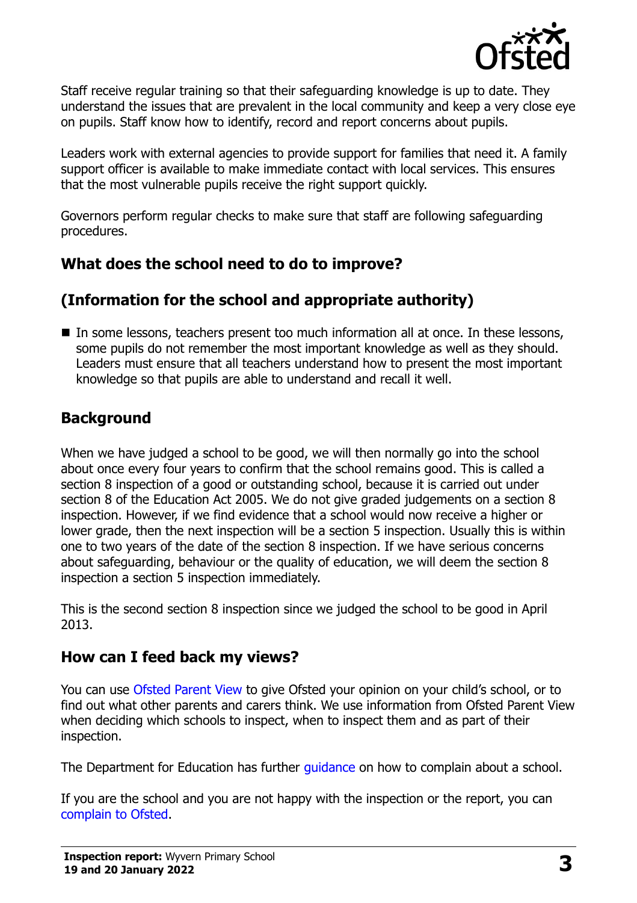Staff receive regular training so that their safeguarding knowledge is up to date. They understand the issues that are prevalent in the local community and keep a very close eye on pupils. Staff know how to identify, record and report concerns about pupils.

Leaders work with external agencies to provide support for families that need it. A family support officer is available to make immediate contact with local services. This ensures that the most vulnerable pupils receive the right support quickly.

Governors perform regular checks to make sure that staff are following safeguarding procedures.

## What does the school need to do to improve?

## (Information for the school and appropriate authority)

- In some lessons, teachers present too much information all at once. In these lessons, some pupils do not remember the most important knowledge as well as they should. Leaders must ensure that all teachers understand how to present the most important knowledge so that pupils are able to understand and recall it well.

## Background

When we have judged a school to be good, we will then normally go into the school about once every four years to confirm that the school remains good. This is called a section 8 inspection of a good or outstanding school, because it is carried out under section 8 of the Education Act 2005. We do not give graded judgements on a section 8 inspection. However, if we find evidence that a school would now receive a higher or lower grade, then the next inspection will be a section 5 inspection. Usually this is within one to two years of the date of the section 8 inspection. If we have serious concerns about safeguarding, behaviour or the quality of education, we will deem the section 8 inspection a section 5 inspection immediately.

This is the second section 8 inspection since we judged the school to be good in April 2013.

## How can I feed back my views?

You can use Ofsted Parent View to give Ofsted your opinion on your child's school, or to find out what other parents and carers think. We use information from Ofsted Parent View when deciding which schools to inspect, when to inspect them and as part of their inspection.

The Department for Education has further guidance on how to complain about a school.

If you are the school and you are not happy with the inspection or the report, you can complain to Ofsted.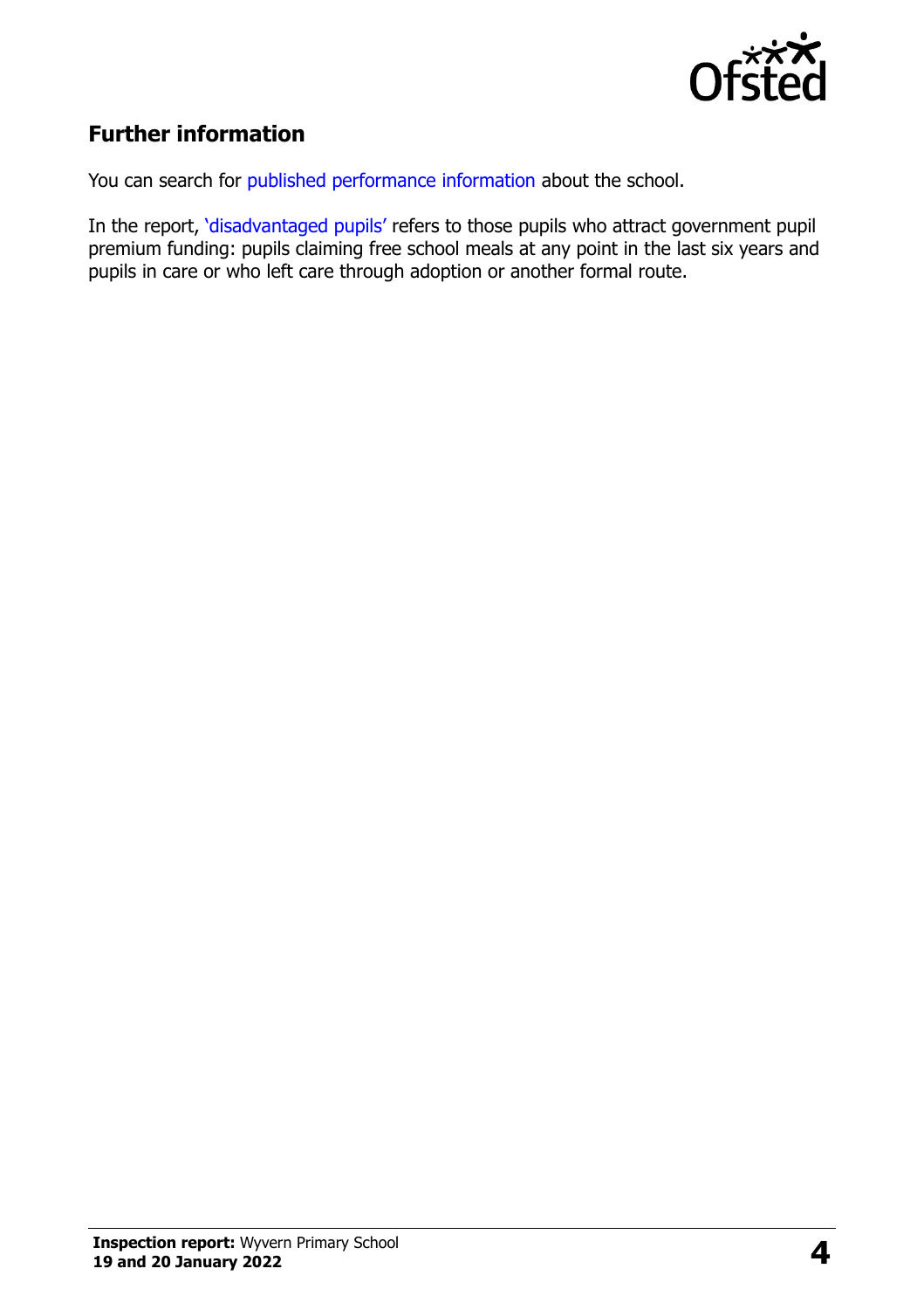## Further information

You can search for published performance information about the school.

In the report, 'disadvantaged pupils' refers to those pupils who attract government pupil premium funding: pupils claiming free school meals at any point in the last six years and pupils in care or who left care through adoption or another formal route.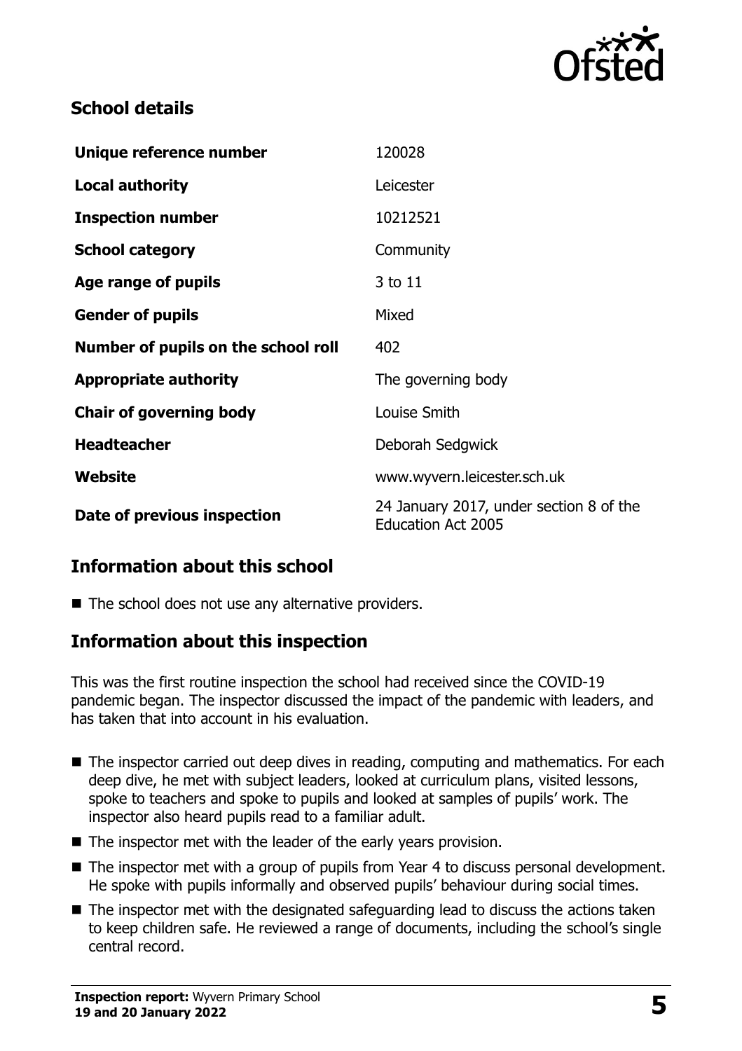## School details

| Unique reference number | 120028 |
| --- | --- |
| Local authority | Leicester |
| Inspection number | 10212521 |
| School category | Community |
| Age range of pupils | 3 to 11 |
| Gender of pupils | Mixed |
| Number of pupils on the school roll | 402 |
| Appropriate authority | The governing body |
| Chair of governing body | Louise Smith |
| Headteacher | Deborah Sedgwick |
| Website | www.wyvern.leicester.sch.uk |
| Date of previous inspection | 24 January 2017, under section 8 of the Education Act 2005 |

## Information about this school

- The school does not use any alternative providers.

## Information about this inspection

This was the first routine inspection the school had received since the COVID-19 pandemic began. The inspector discussed the impact of the pandemic with leaders, and has taken that into account in his evaluation.

- The inspector carried out deep dives in reading, computing and mathematics. For each deep dive, he met with subject leaders, looked at curriculum plans, visited lessons, spoke to teachers and spoke to pupils and looked at samples of pupils' work. The inspector also heard pupils read to a familiar adult.
- The inspector met with the leader of the early years provision.
- The inspector met with a group of pupils from Year 4 to discuss personal development. He spoke with pupils informally and observed pupils' behaviour during social times.
- The inspector met with the designated safeguarding lead to discuss the actions taken to keep children safe. He reviewed a range of documents, including the school's single central record.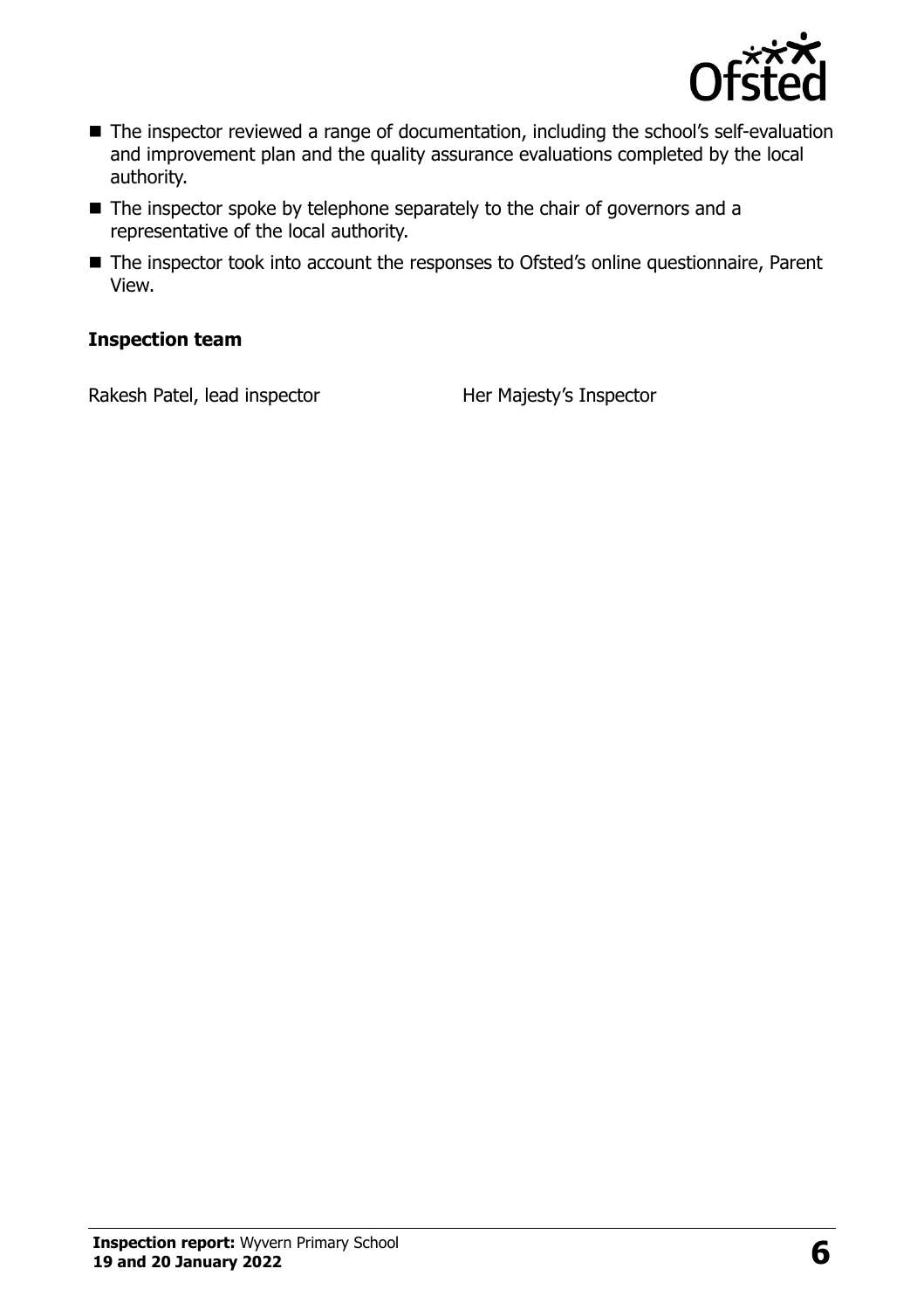- The inspector reviewed a range of documentation, including the school's self-evaluation and improvement plan and the quality assurance evaluations completed by the local authority.
- The inspector spoke by telephone separately to the chair of governors and a representative of the local authority.
- The inspector took into account the responses to Ofsted's online questionnaire, Parent View.

**Inspection team**

| | |
|---|---|
| Rakesh Patel, lead inspector | Her Majesty's Inspector |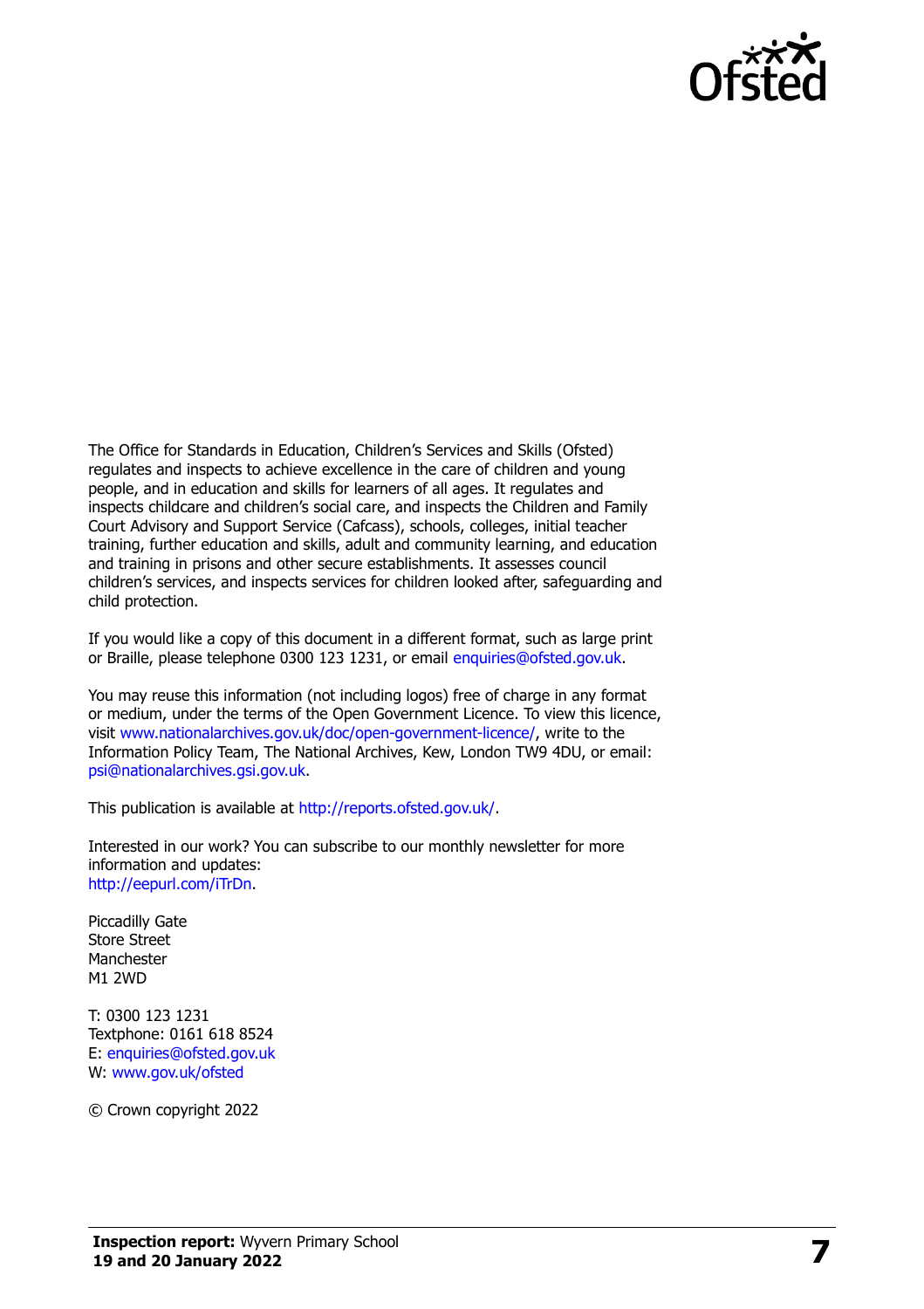The Office for Standards in Education, Children's Services and Skills (Ofsted) regulates and inspects to achieve excellence in the care of children and young people, and in education and skills for learners of all ages. It regulates and inspects childcare and children's social care, and inspects the Children and Family Court Advisory and Support Service (Cafcass), schools, colleges, initial teacher training, further education and skills, adult and community learning, and education and training in prisons and other secure establishments. It assesses council children's services, and inspects services for children looked after, safeguarding and child protection.

If you would like a copy of this document in a different format, such as large print or Braille, please telephone 0300 123 1231, or email enquiries@ofsted.gov.uk.

You may reuse this information (not including logos) free of charge in any format or medium, under the terms of the Open Government Licence. To view this licence, visit www.nationalarchives.gov.uk/doc/open-government-licence/, write to the Information Policy Team, The National Archives, Kew, London TW9 4DU, or email: psi@nationalarchives.gsi.gov.uk.

This publication is available at http://reports.ofsted.gov.uk/.

Interested in our work? You can subscribe to our monthly newsletter for more information and updates:
http://eepurl.com/iTrDn.

Piccadilly Gate
Store Street
Manchester
M1 2WD

T: 0300 123 1231
Textphone: 0161 618 8524
E: enquiries@ofsted.gov.uk
W: www.gov.uk/ofsted

© Crown copyright 2022